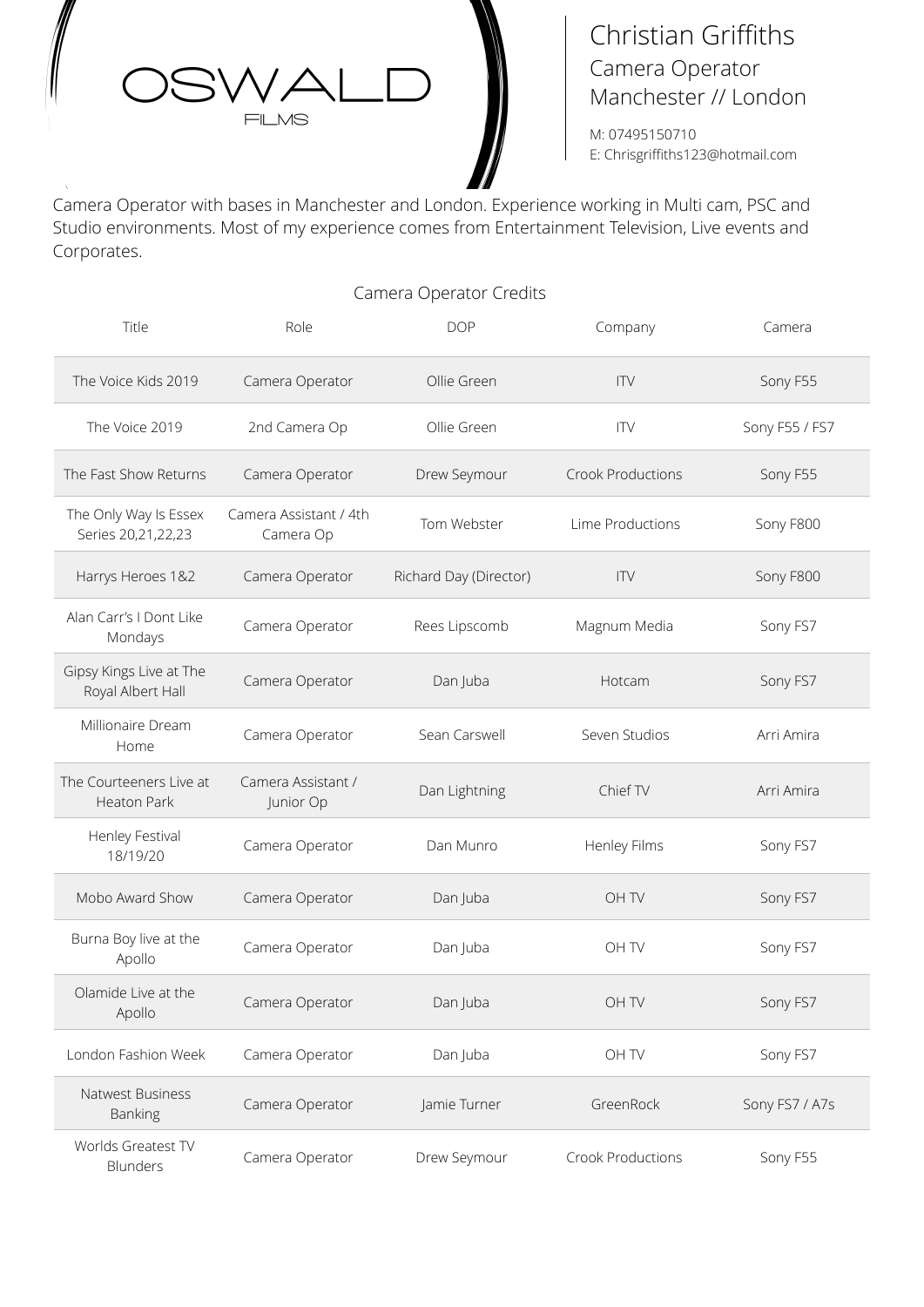OSWALD FILMS

# Christian Griffiths

Camera Operator
Manchester // London

M: 07495150710
E: Chrisgriffiths123@hotmail.com

Camera Operator with bases in Manchester and London. Experience working in Multi cam, PSC and Studio environments. Most of my experience comes from Entertainment Television, Live events and Corporates.

## Camera Operator Credits

| Title | Role | DOP | Company | Camera |
|---|---|---|---|---|
| The Voice Kids 2019 | Camera Operator | Ollie Green | ITV | Sony F55 |
| The Voice 2019 | 2nd Camera Op | Ollie Green | ITV | Sony F55 / FS7 |
| The Fast Show Returns | Camera Operator | Drew Seymour | Crook Productions | Sony F55 |
| The Only Way Is Essex Series 20,21,22,23 | Camera Assistant / 4th Camera Op | Tom Webster | Lime Productions | Sony F800 |
| Harrys Heroes 1&2 | Camera Operator | Richard Day (Director) | ITV | Sony F800 |
| Alan Carr's I Dont Like Mondays | Camera Operator | Rees Lipscomb | Magnum Media | Sony FS7 |
| Gipsy Kings Live at The Royal Albert Hall | Camera Operator | Dan Juba | Hotcam | Sony FS7 |
| Millionaire Dream Home | Camera Operator | Sean Carswell | Seven Studios | Arri Amira |
| The Courteeners Live at Heaton Park | Camera Assistant / Junior Op | Dan Lightning | Chief TV | Arri Amira |
| Henley Festival 18/19/20 | Camera Operator | Dan Munro | Henley Films | Sony FS7 |
| Mobo Award Show | Camera Operator | Dan Juba | OH TV | Sony FS7 |
| Burna Boy live at the Apollo | Camera Operator | Dan Juba | OH TV | Sony FS7 |
| Olamide Live at the Apollo | Camera Operator | Dan Juba | OH TV | Sony FS7 |
| London Fashion Week | Camera Operator | Dan Juba | OH TV | Sony FS7 |
| Natwest Business Banking | Camera Operator | Jamie Turner | GreenRock | Sony FS7 / A7s |
| Worlds Greatest TV Blunders | Camera Operator | Drew Seymour | Crook Productions | Sony F55 |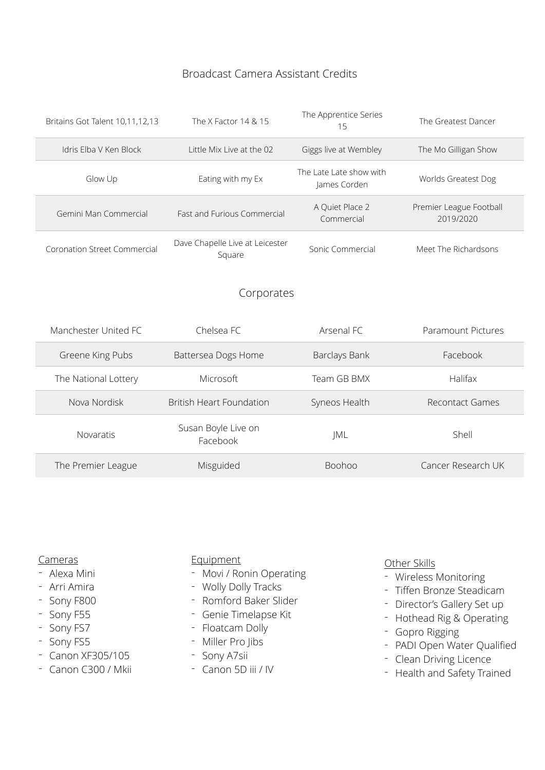## Broadcast Camera Assistant Credits

| | | | |
|---|---|---|---|
| Britains Got Talent 10,11,12,13 | The X Factor 14 & 15 | The Apprentice Series 15 | The Greatest Dancer |
| Idris Elba V Ken Block | Little Mix Live at the 02 | Giggs live at Wembley | The Mo Gilligan Show |
| Glow Up | Eating with my Ex | The Late Late show with James Corden | Worlds Greatest Dog |
| Gemini Man Commercial | Fast and Furious Commercial | A Quiet Place 2 Commercial | Premier League Football 2019/2020 |
| Coronation Street Commercial | Dave Chapelle Live at Leicester Square | Sonic Commercial | Meet The Richardsons |

## Corporates

| | | | |
|---|---|---|---|
| Manchester United FC | Chelsea FC | Arsenal FC | Paramount Pictures |
| Greene King Pubs | Battersea Dogs Home | Barclays Bank | Facebook |
| The National Lottery | Microsoft | Team GB BMX | Halifax |
| Nova Nordisk | British Heart Foundation | Syneos Health | Recontact Games |
| Novaratis | Susan Boyle Live on Facebook | JML | Shell |
| The Premier League | Misguided | Boohoo | Cancer Research UK |

<u>Cameras</u>

- Alexa Mini
- Arri Amira
- Sony F800
- Sony F55
- Sony FS7
- Sony FS5
- Canon XF305/105
- Canon C300 / Mkii

<u>Equipment</u>

- Movi / Ronin Operating
- Wolly Dolly Tracks
- Romford Baker Slider
- Genie Timelapse Kit
- Floatcam Dolly
- Miller Pro Jibs
- Sony A7sii
- Canon 5D iii / IV

<u>Other Skills</u>

- Wireless Monitoring
- Tiffen Bronze Steadicam
- Director's Gallery Set up
- Hothead Rig & Operating
- Gopro Rigging
- PADI Open Water Qualified
- Clean Driving Licence
- Health and Safety Trained